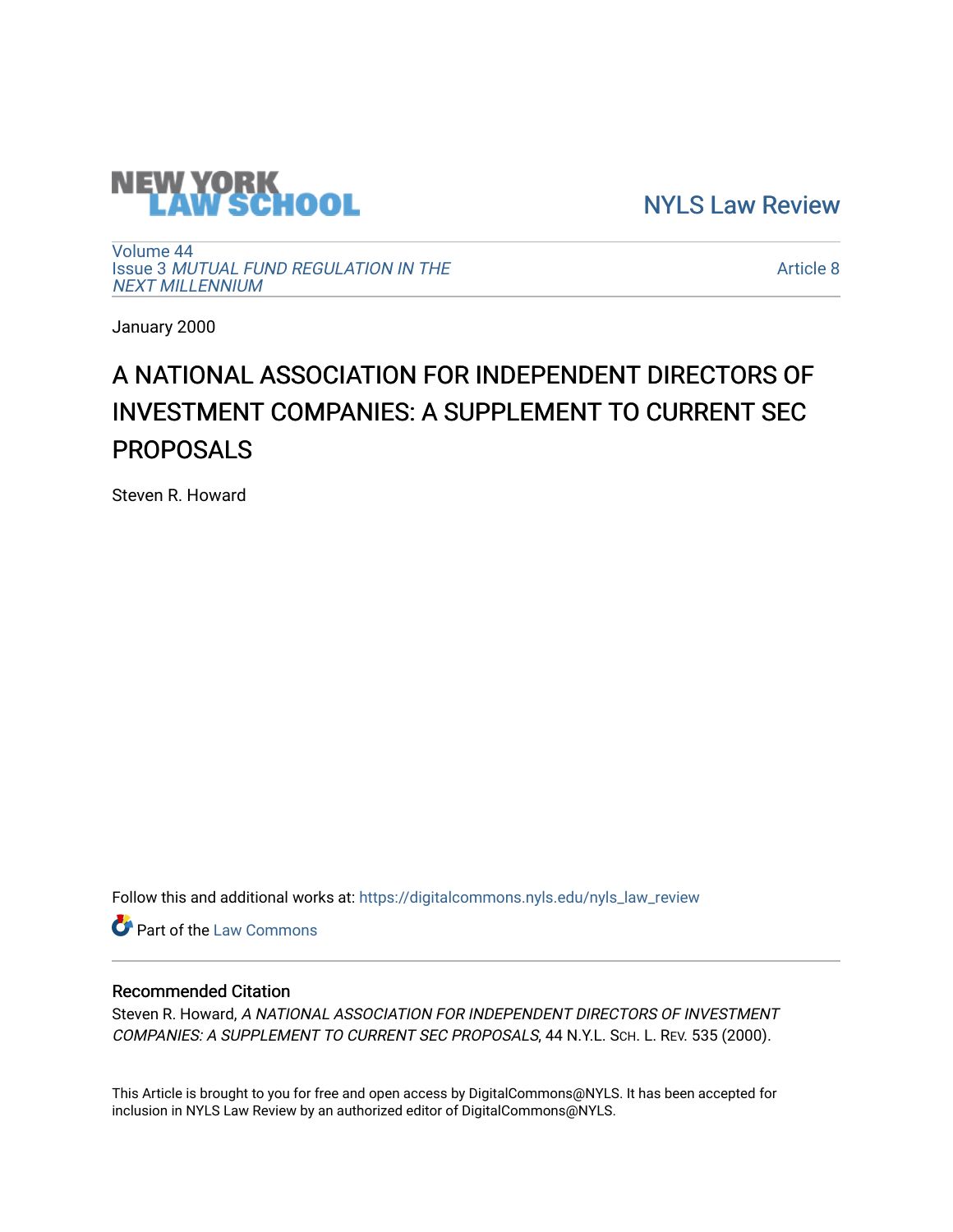NEW YORK LAW SCHOOL

NYLS Law Review

Volume 44
Issue 3 *MUTUAL FUND REGULATION IN THE NEXT MILLENNIUM*

Article 8

January 2000

# A NATIONAL ASSOCIATION FOR INDEPENDENT DIRECTORS OF INVESTMENT COMPANIES: A SUPPLEMENT TO CURRENT SEC PROPOSALS

Steven R. Howard

Follow this and additional works at: https://digitalcommons.nyls.edu/nyls_law_review

Part of the Law Commons

## Recommended Citation

Steven R. Howard, *A NATIONAL ASSOCIATION FOR INDEPENDENT DIRECTORS OF INVESTMENT COMPANIES: A SUPPLEMENT TO CURRENT SEC PROPOSALS*, 44 N.Y.L. Sch. L. Rev. 535 (2000).

This Article is brought to you for free and open access by DigitalCommons@NYLS. It has been accepted for inclusion in NYLS Law Review by an authorized editor of DigitalCommons@NYLS.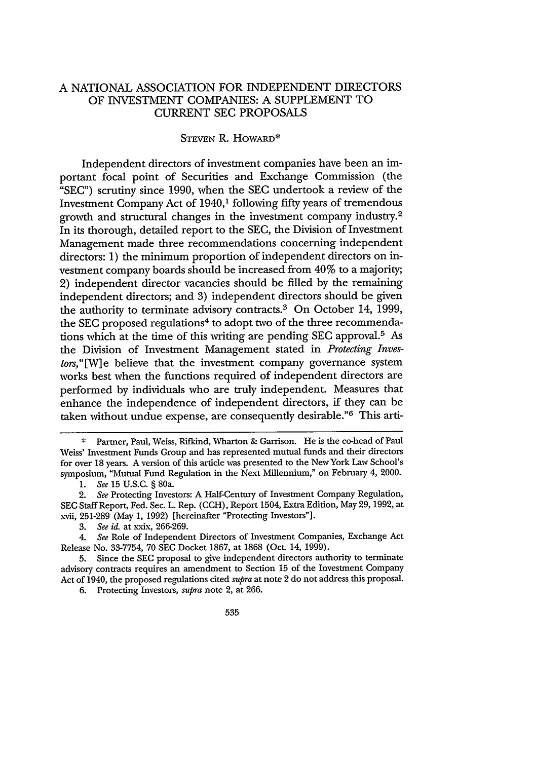# A NATIONAL ASSOCIATION FOR INDEPENDENT DIRECTORS OF INVESTMENT COMPANIES: A SUPPLEMENT TO CURRENT SEC PROPOSALS

STEVEN R. HOWARD*

Independent directors of investment companies have been an important focal point of Securities and Exchange Commission (the "SEC") scrutiny since 1990, when the SEC undertook a review of the Investment Company Act of 1940,[1] following fifty years of tremendous growth and structural changes in the investment company industry.[2] In its thorough, detailed report to the SEC, the Division of Investment Management made three recommendations concerning independent directors: 1) the minimum proportion of independent directors on investment company boards should be increased from 40% to a majority; 2) independent director vacancies should be filled by the remaining independent directors; and 3) independent directors should be given the authority to terminate advisory contracts.[3] On October 14, 1999, the SEC proposed regulations[4] to adopt two of the three recommendations which at the time of this writing are pending SEC approval.[5] As the Division of Investment Management stated in *Protecting Investors,*"[W]e believe that the investment company governance system works best when the functions required of independent directors are performed by individuals who are truly independent. Measures that enhance the independence of independent directors, if they can be taken without undue expense, are consequently desirable."[6] This arti-

---

\* Partner, Paul, Weiss, Rifkind, Wharton & Garrison. He is the co-head of Paul Weiss' Investment Funds Group and has represented mutual funds and their directors for over 18 years. A version of this article was presented to the New York Law School's symposium, "Mutual Fund Regulation in the Next Millennium," on February 4, 2000.

1. *See* 15 U.S.C. § 80a.

2. *See* Protecting Investors: A Half-Century of Investment Company Regulation, SEC Staff Report, Fed. Sec. L. Rep. (CCH), Report 1504, Extra Edition, May 29, 1992, at xvii, 251-289 (May 1, 1992) [hereinafter "Protecting Investors"].

3. *See id.* at xxix, 266-269.

4. *See* Role of Independent Directors of Investment Companies, Exchange Act Release No. 33-7754, 70 SEC Docket 1867, at 1868 (Oct. 14, 1999).

5. Since the SEC proposal to give independent directors authority to terminate advisory contracts requires an amendment to Section 15 of the Investment Company Act of 1940, the proposed regulations cited *supra* at note 2 do not address this proposal.

6. Protecting Investors, *supra* note 2, at 266.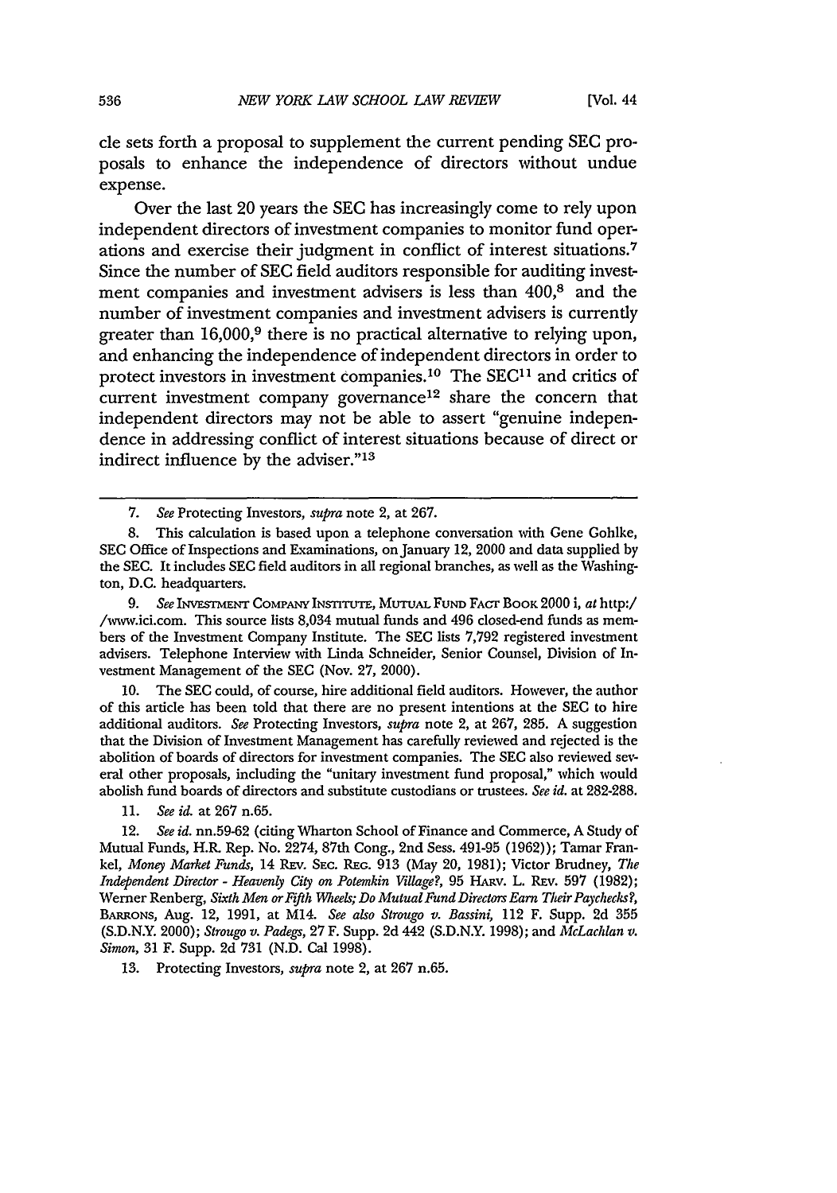cle sets forth a proposal to supplement the current pending SEC proposals to enhance the independence of directors without undue expense.

Over the last 20 years the SEC has increasingly come to rely upon independent directors of investment companies to monitor fund operations and exercise their judgment in conflict of interest situations.[7] Since the number of SEC field auditors responsible for auditing investment companies and investment advisers is less than 400,[8] and the number of investment companies and investment advisers is currently greater than 16,000,[9] there is no practical alternative to relying upon, and enhancing the independence of independent directors in order to protect investors in investment companies.[10] The SEC[11] and critics of current investment company governance[12] share the concern that independent directors may not be able to assert "genuine independence in addressing conflict of interest situations because of direct or indirect influence by the adviser."[13]

---

7. *See* Protecting Investors, *supra* note 2, at 267.

8. This calculation is based upon a telephone conversation with Gene Gohlke, SEC Office of Inspections and Examinations, on January 12, 2000 and data supplied by the SEC. It includes SEC field auditors in all regional branches, as well as the Washington, D.C. headquarters.

9. *See* INVESTMENT COMPANY INSTITUTE, MUTUAL FUND FACT BOOK 2000 i, *at* http://www.ici.com. This source lists 8,034 mutual funds and 496 closed-end funds as members of the Investment Company Institute. The SEC lists 7,792 registered investment advisers. Telephone Interview with Linda Schneider, Senior Counsel, Division of Investment Management of the SEC (Nov. 27, 2000).

10. The SEC could, of course, hire additional field auditors. However, the author of this article has been told that there are no present intentions at the SEC to hire additional auditors. *See* Protecting Investors, *supra* note 2, at 267, 285. A suggestion that the Division of Investment Management has carefully reviewed and rejected is the abolition of boards of directors for investment companies. The SEC also reviewed several other proposals, including the "unitary investment fund proposal," which would abolish fund boards of directors and substitute custodians or trustees. *See id.* at 282-288.

11. *See id.* at 267 n.65.

12. *See id.* nn.59-62 (citing Wharton School of Finance and Commerce, A Study of Mutual Funds, H.R. Rep. No. 2274, 87th Cong., 2nd Sess. 491-95 (1962)); Tamar Frankel, *Money Market Funds*, 14 REV. SEC. REG. 913 (May 20, 1981); Victor Brudney, *The Independent Director - Heavenly City on Potemkin Village?*, 95 HARV. L. REV. 597 (1982); Werner Renberg, *Sixth Men or Fifth Wheels; Do Mutual Fund Directors Earn Their Paychecks?*, BARRONS, Aug. 12, 1991, at M14. *See also Strougo v. Bassini*, 112 F. Supp. 2d 355 (S.D.N.Y. 2000); *Strougo v. Padegs*, 27 F. Supp. 2d 442 (S.D.N.Y. 1998); and *McLachlan v. Simon*, 31 F. Supp. 2d 731 (N.D. Cal 1998).

13. Protecting Investors, *supra* note 2, at 267 n.65.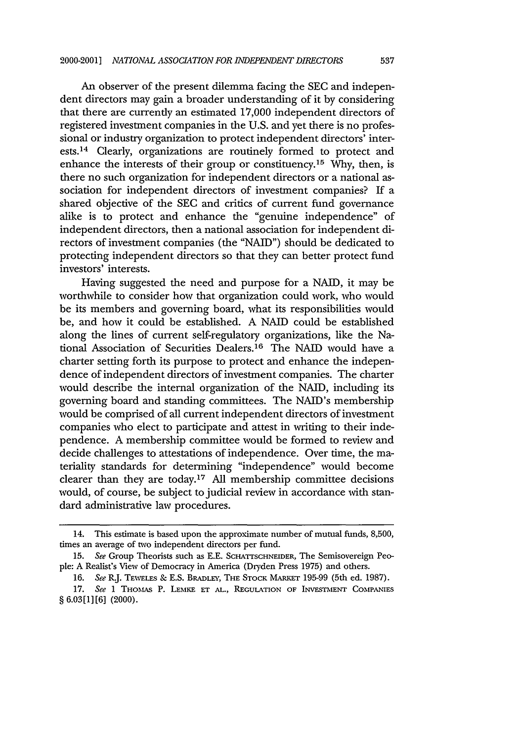An observer of the present dilemma facing the SEC and independent directors may gain a broader understanding of it by considering that there are currently an estimated 17,000 independent directors of registered investment companies in the U.S. and yet there is no professional or industry organization to protect independent directors' interests.[14] Clearly, organizations are routinely formed to protect and enhance the interests of their group or constituency.[15] Why, then, is there no such organization for independent directors or a national association for independent directors of investment companies? If a shared objective of the SEC and critics of current fund governance alike is to protect and enhance the "genuine independence" of independent directors, then a national association for independent directors of investment companies (the "NAID") should be dedicated to protecting independent directors so that they can better protect fund investors' interests.

Having suggested the need and purpose for a NAID, it may be worthwhile to consider how that organization could work, who would be its members and governing board, what its responsibilities would be, and how it could be established. A NAID could be established along the lines of current self-regulatory organizations, like the National Association of Securities Dealers.[16] The NAID would have a charter setting forth its purpose to protect and enhance the independence of independent directors of investment companies. The charter would describe the internal organization of the NAID, including its governing board and standing committees. The NAID's membership would be comprised of all current independent directors of investment companies who elect to participate and attest in writing to their independence. A membership committee would be formed to review and decide challenges to attestations of independence. Over time, the materiality standards for determining "independence" would become clearer than they are today.[17] All membership committee decisions would, of course, be subject to judicial review in accordance with standard administrative law procedures.

---

14. This estimate is based upon the approximate number of mutual funds, 8,500, times an average of two independent directors per fund.

15. *See* Group Theorists such as E.E. SCHATTSCHNEIDER, The Semisovereign People: A Realist's View of Democracy in America (Dryden Press 1975) and others.

16. *See* R.J. TEWELES & E.S. BRADLEY, THE STOCK MARKET 195-99 (5th ed. 1987).

17. *See* 1 THOMAS P. LEMKE ET AL., REGULATION OF INVESTMENT COMPANIES § 6.03[1][6] (2000).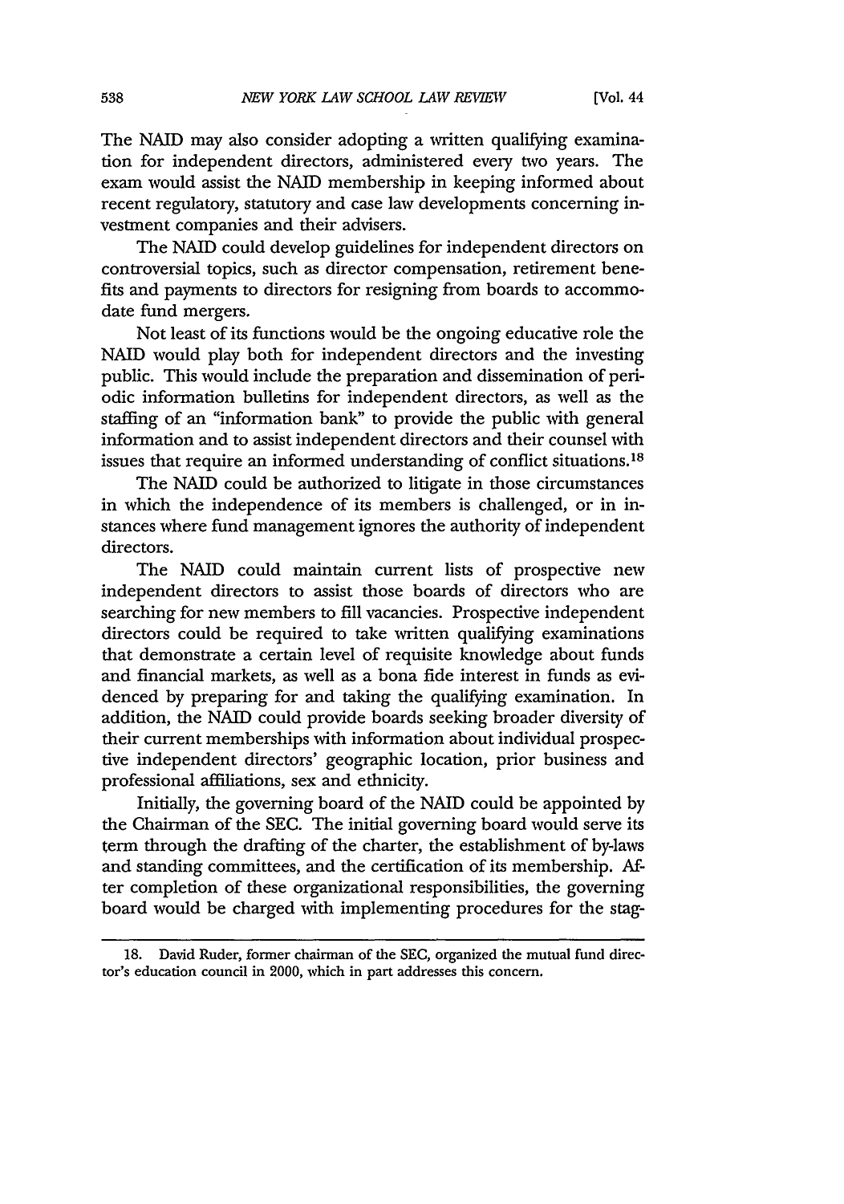The NAID may also consider adopting a written qualifying examination for independent directors, administered every two years. The exam would assist the NAID membership in keeping informed about recent regulatory, statutory and case law developments concerning investment companies and their advisers.

The NAID could develop guidelines for independent directors on controversial topics, such as director compensation, retirement benefits and payments to directors for resigning from boards to accommodate fund mergers.

Not least of its functions would be the ongoing educative role the NAID would play both for independent directors and the investing public. This would include the preparation and dissemination of periodic information bulletins for independent directors, as well as the staffing of an "information bank" to provide the public with general information and to assist independent directors and their counsel with issues that require an informed understanding of conflict situations.[18]

The NAID could be authorized to litigate in those circumstances in which the independence of its members is challenged, or in instances where fund management ignores the authority of independent directors.

The NAID could maintain current lists of prospective new independent directors to assist those boards of directors who are searching for new members to fill vacancies. Prospective independent directors could be required to take written qualifying examinations that demonstrate a certain level of requisite knowledge about funds and financial markets, as well as a bona fide interest in funds as evidenced by preparing for and taking the qualifying examination. In addition, the NAID could provide boards seeking broader diversity of their current memberships with information about individual prospective independent directors' geographic location, prior business and professional affiliations, sex and ethnicity.

Initially, the governing board of the NAID could be appointed by the Chairman of the SEC. The initial governing board would serve its term through the drafting of the charter, the establishment of by-laws and standing committees, and the certification of its membership. After completion of these organizational responsibilities, the governing board would be charged with implementing procedures for the stag-

---

18. David Ruder, former chairman of the SEC, organized the mutual fund director's education council in 2000, which in part addresses this concern.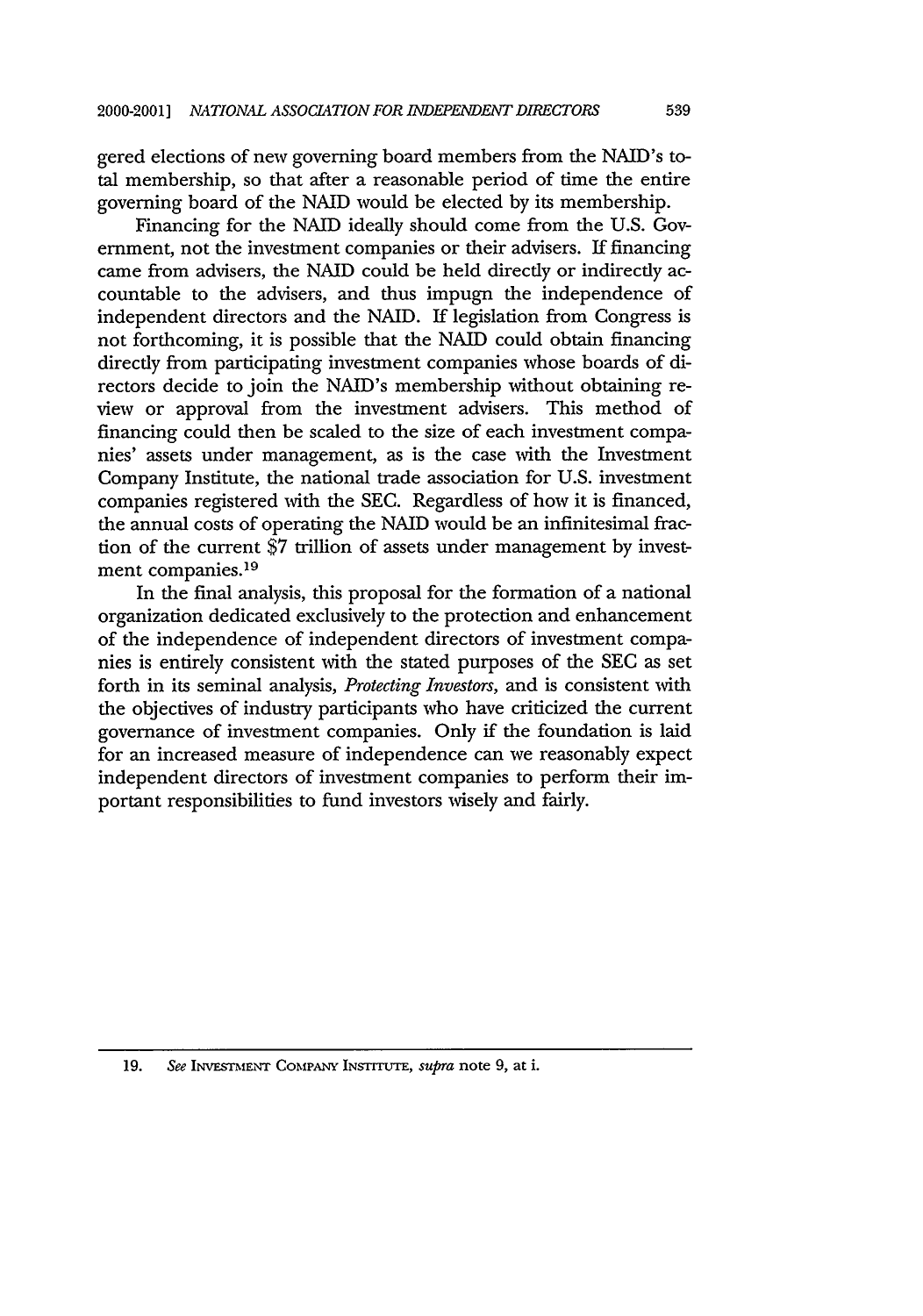gered elections of new governing board members from the NAID's total membership, so that after a reasonable period of time the entire governing board of the NAID would be elected by its membership.

Financing for the NAID ideally should come from the U.S. Government, not the investment companies or their advisers. If financing came from advisers, the NAID could be held directly or indirectly accountable to the advisers, and thus impugn the independence of independent directors and the NAID. If legislation from Congress is not forthcoming, it is possible that the NAID could obtain financing directly from participating investment companies whose boards of directors decide to join the NAID's membership without obtaining review or approval from the investment advisers. This method of financing could then be scaled to the size of each investment companies' assets under management, as is the case with the Investment Company Institute, the national trade association for U.S. investment companies registered with the SEC. Regardless of how it is financed, the annual costs of operating the NAID would be an infinitesimal fraction of the current $7 trillion of assets under management by investment companies.[19]

In the final analysis, this proposal for the formation of a national organization dedicated exclusively to the protection and enhancement of the independence of independent directors of investment companies is entirely consistent with the stated purposes of the SEC as set forth in its seminal analysis, *Protecting Investors*, and is consistent with the objectives of industry participants who have criticized the current governance of investment companies. Only if the foundation is laid for an increased measure of independence can we reasonably expect independent directors of investment companies to perform their important responsibilities to fund investors wisely and fairly.

---

19. *See* INVESTMENT COMPANY INSTITUTE, *supra* note 9, at i.